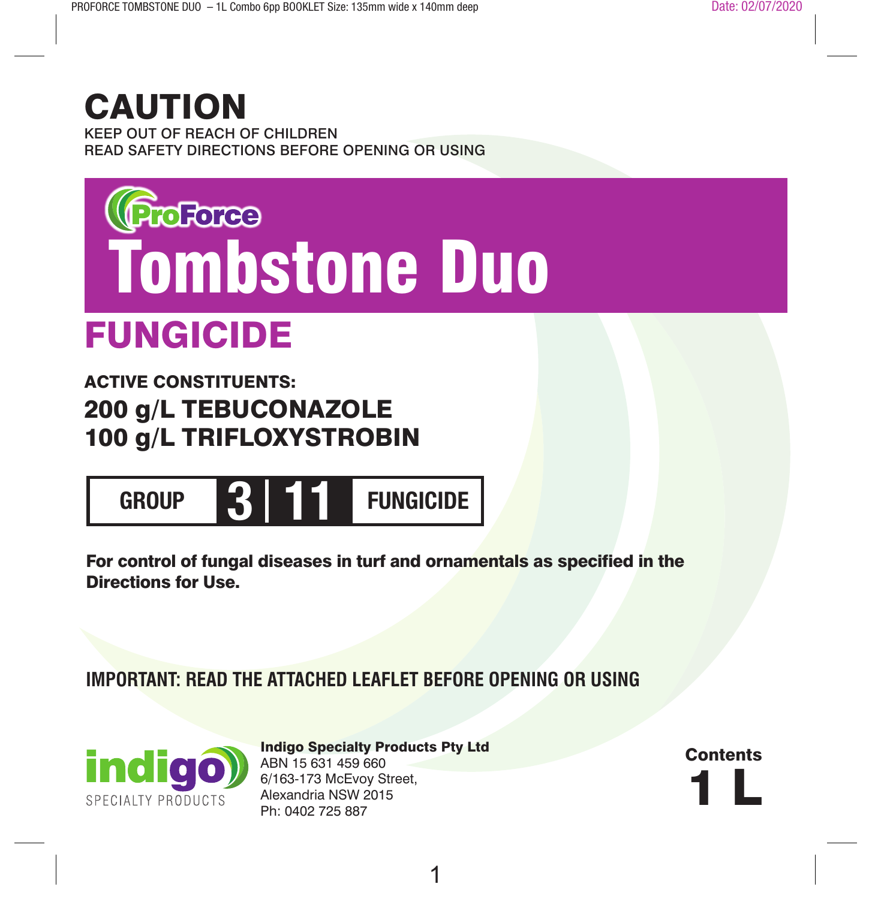# CAUTION

KEEP OUT OF REACH OF CHILDREN
READ SAFETY DIRECTIONS BEFORE OPENING OR USING

ProForce

# Tombstone Duo

## FUNGICIDE

**ACTIVE CONSTITUENTS:**

**200 g/L TEBUCONAZOLE**
**100 g/L TRIFLOXYSTROBIN**

**GROUP 3 | 11 FUNGICIDE**

**For control of fungal diseases in turf and ornamentals as specified in the Directions for Use.**

**IMPORTANT: READ THE ATTACHED LEAFLET BEFORE OPENING OR USING**

indigo SPECIALTY PRODUCTS

**Indigo Specialty Products Pty Ltd**
ABN 15 631 459 660
6/163-173 McEvoy Street,
Alexandria NSW 2015
Ph: 0402 725 887

**Contents**
**1 L**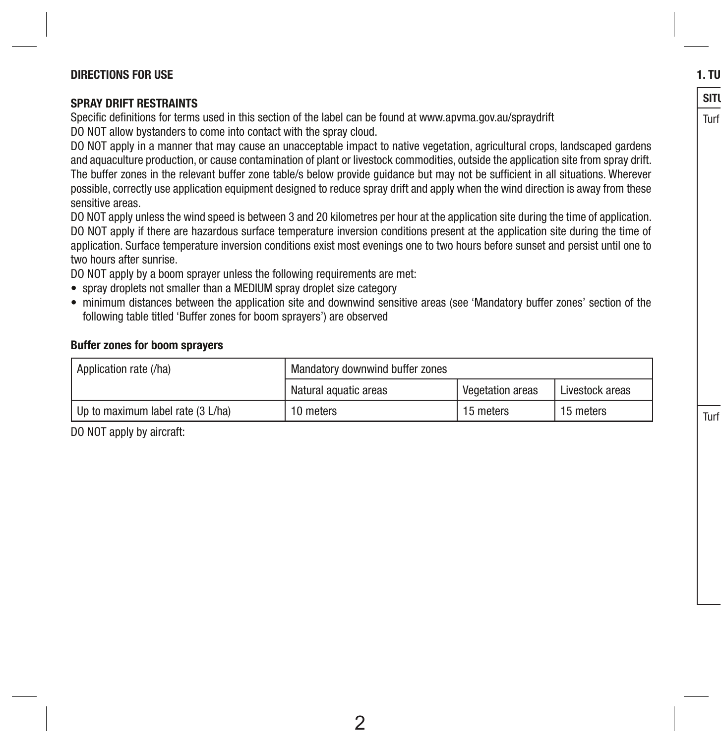## DIRECTIONS FOR USE

### SPRAY DRIFT RESTRAINTS

Specific definitions for terms used in this section of the label can be found at www.apvma.gov.au/spraydrift

DO NOT allow bystanders to come into contact with the spray cloud.

DO NOT apply in a manner that may cause an unacceptable impact to native vegetation, agricultural crops, landscaped gardens and aquaculture production, or cause contamination of plant or livestock commodities, outside the application site from spray drift. The buffer zones in the relevant buffer zone table/s below provide guidance but may not be sufficient in all situations. Wherever possible, correctly use application equipment designed to reduce spray drift and apply when the wind direction is away from these sensitive areas.

DO NOT apply unless the wind speed is between 3 and 20 kilometres per hour at the application site during the time of application.

DO NOT apply if there are hazardous surface temperature inversion conditions present at the application site during the time of application. Surface temperature inversion conditions exist most evenings one to two hours before sunset and persist until one to two hours after sunrise.

DO NOT apply by a boom sprayer unless the following requirements are met:

- spray droplets not smaller than a MEDIUM spray droplet size category
- minimum distances between the application site and downwind sensitive areas (see 'Mandatory buffer zones' section of the following table titled 'Buffer zones for boom sprayers') are observed

**Buffer zones for boom sprayers**

| Application rate (/ha) | Mandatory downwind buffer zones | | |
|---|---|---|---|
| | Natural aquatic areas | Vegetation areas | Livestock areas |
| Up to maximum label rate (3 L/ha) | 10 meters | 15 meters | 15 meters |

DO NOT apply by aircraft: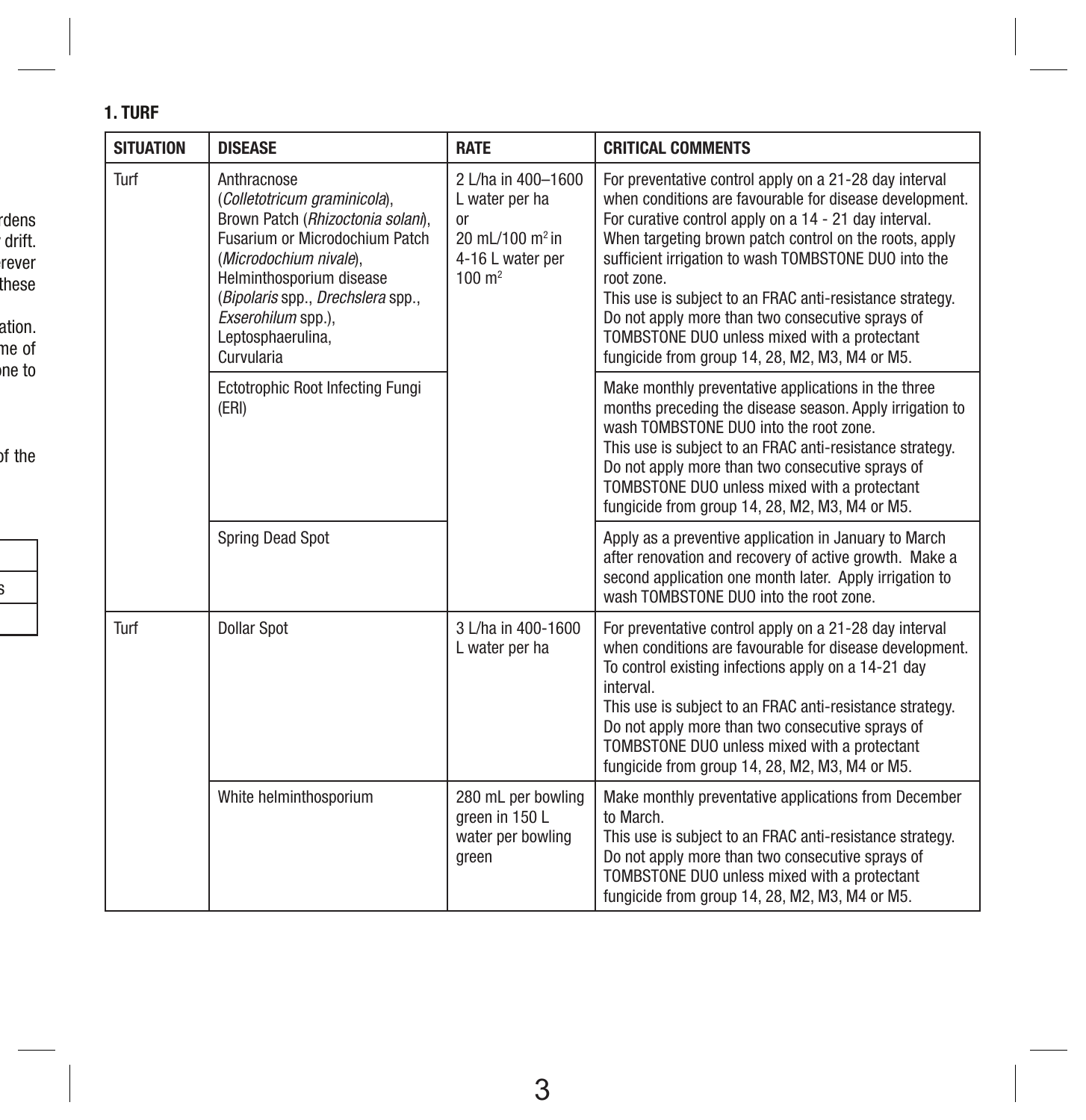## 1. TURF

| SITUATION | DISEASE | RATE | CRITICAL COMMENTS |
|---|---|---|---|
| Turf | Anthracnose (*Colletotricum graminicola*), Brown Patch (*Rhizoctonia solani*), Fusarium or Microdochium Patch (*Microdochium nivale*), Helminthosporium disease (*Bipolaris* spp., *Drechslera* spp., *Exserohilum* spp.), Leptosphaerulina, Curvularia | 2 L/ha in 400–1600 L water per ha or 20 mL/100 $m^2$ in 4-16 L water per 100 $m^2$ | For preventative control apply on a 21-28 day interval when conditions are favourable for disease development. For curative control apply on a 14 - 21 day interval. When targeting brown patch control on the roots, apply sufficient irrigation to wash TOMBSTONE DUO into the root zone. This use is subject to an FRAC anti-resistance strategy. Do not apply more than two consecutive sprays of TOMBSTONE DUO unless mixed with a protectant fungicide from group 14, 28, M2, M3, M4 or M5. |
| | Ectotrophic Root Infecting Fungi (ERI) | | Make monthly preventative applications in the three months preceding the disease season. Apply irrigation to wash TOMBSTONE DUO into the root zone. This use is subject to an FRAC anti-resistance strategy. Do not apply more than two consecutive sprays of TOMBSTONE DUO unless mixed with a protectant fungicide from group 14, 28, M2, M3, M4 or M5. |
| | Spring Dead Spot | | Apply as a preventive application in January to March after renovation and recovery of active growth. Make a second application one month later. Apply irrigation to wash TOMBSTONE DUO into the root zone. |
| Turf | Dollar Spot | 3 L/ha in 400-1600 L water per ha | For preventative control apply on a 21-28 day interval when conditions are favourable for disease development. To control existing infections apply on a 14-21 day interval. This use is subject to an FRAC anti-resistance strategy. Do not apply more than two consecutive sprays of TOMBSTONE DUO unless mixed with a protectant fungicide from group 14, 28, M2, M3, M4 or M5. |
| | White helminthosporium | 280 mL per bowling green in 150 L water per bowling green | Make monthly preventative applications from December to March. This use is subject to an FRAC anti-resistance strategy. Do not apply more than two consecutive sprays of TOMBSTONE DUO unless mixed with a protectant fungicide from group 14, 28, M2, M3, M4 or M5. |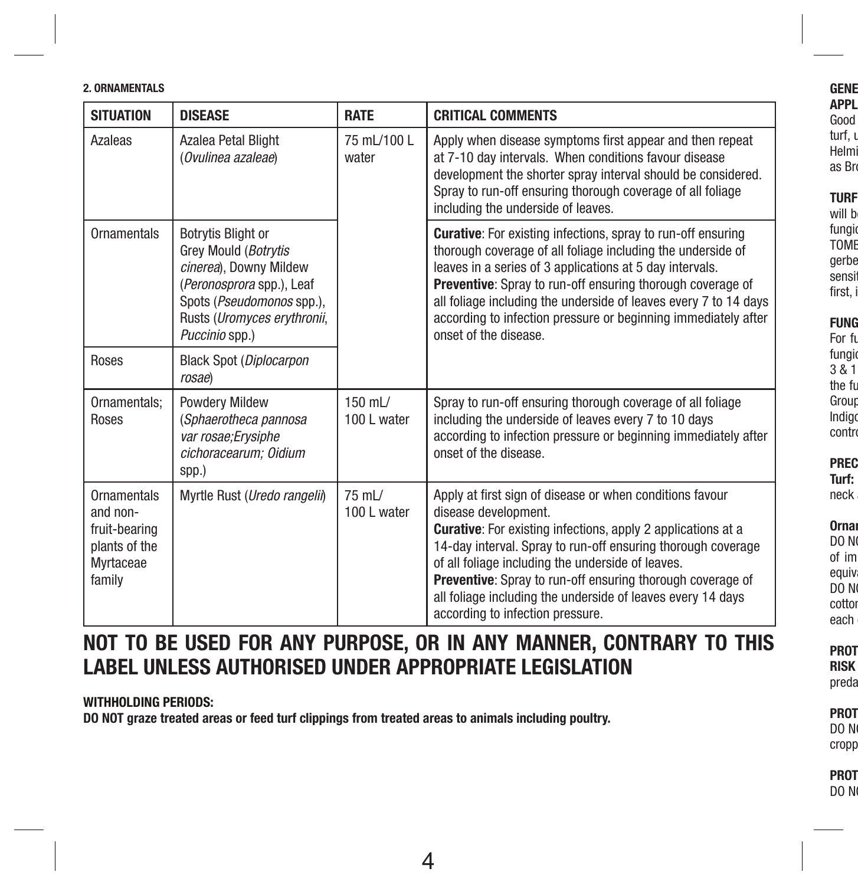**2. ORNAMENTALS**

| SITUATION | DISEASE | RATE | CRITICAL COMMENTS |
|---|---|---|---|
| Azaleas | Azalea Petal Blight (*Ovulinea azaleae*) | 75 mL/100 L water | Apply when disease symptoms first appear and then repeat at 7-10 day intervals. When conditions favour disease development the shorter spray interval should be considered. Spray to run-off ensuring thorough coverage of all foliage including the underside of leaves. |
| Ornamentals | Botrytis Blight or Grey Mould (*Botrytis cinerea*), Downy Mildew (*Peronosprora* spp.), Leaf Spots (*Pseudomonos* spp.), Rusts (*Uromyces erythronii*, *Puccinio* spp.) | | **Curative**: For existing infections, spray to run-off ensuring thorough coverage of all foliage including the underside of leaves in a series of 3 applications at 5 day intervals. **Preventive**: Spray to run-off ensuring thorough coverage of all foliage including the underside of leaves every 7 to 14 days according to infection pressure or beginning immediately after onset of the disease. |
| Roses | Black Spot (*Diplocarpon rosae*) | | |
| Ornamentals; Roses | Powdery Mildew (*Sphaerotheca pannosa var rosae;Erysiphe cichoracearum; Oidium* spp.) | 150 mL/ 100 L water | Spray to run-off ensuring thorough coverage of all foliage including the underside of leaves every 7 to 10 days according to infection pressure or beginning immediately after onset of the disease. |
| Ornamentals and non-fruit-bearing plants of the Myrtaceae family | Myrtle Rust (*Uredo rangelii*) | 75 mL/ 100 L water | Apply at first sign of disease or when conditions favour disease development. **Curative**: For existing infections, apply 2 applications at a 14-day interval. Spray to run-off ensuring thorough coverage of all foliage including the underside of leaves. **Preventive**: Spray to run-off ensuring thorough coverage of all foliage including the underside of leaves every 14 days according to infection pressure. |

## NOT TO BE USED FOR ANY PURPOSE, OR IN ANY MANNER, CONTRARY TO THIS LABEL UNLESS AUTHORISED UNDER APPROPRIATE LEGISLATION

**WITHHOLDING PERIODS:**

**DO NOT graze treated areas or feed turf clippings from treated areas to animals including poultry.**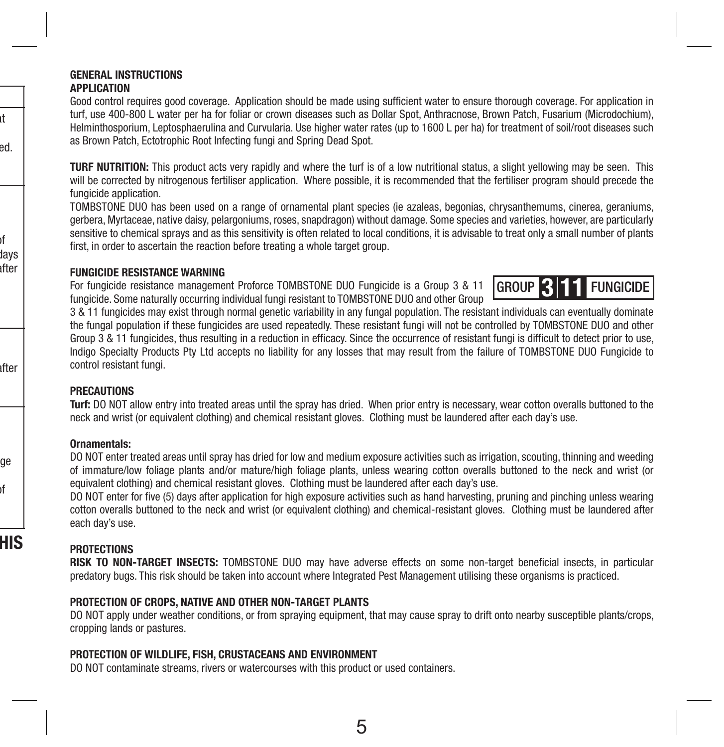## GENERAL INSTRUCTIONS

### APPLICATION

Good control requires good coverage. Application should be made using sufficient water to ensure thorough coverage. For application in turf, use 400-800 L water per ha for foliar or crown diseases such as Dollar Spot, Anthracnose, Brown Patch, Fusarium (Microdochium), Helminthosporium, Leptosphaerulina and Curvularia. Use higher water rates (up to 1600 L per ha) for treatment of soil/root diseases such as Brown Patch, Ectotrophic Root Infecting fungi and Spring Dead Spot.

**TURF NUTRITION:** This product acts very rapidly and where the turf is of a low nutritional status, a slight yellowing may be seen. This will be corrected by nitrogenous fertiliser application. Where possible, it is recommended that the fertiliser program should precede the fungicide application.

TOMBSTONE DUO has been used on a range of ornamental plant species (ie azaleas, begonias, chrysanthemums, cinerea, geraniums, gerbera, Myrtaceae, native daisy, pelargoniums, roses, snapdragon) without damage. Some species and varieties, however, are particularly sensitive to chemical sprays and as this sensitivity is often related to local conditions, it is advisable to treat only a small number of plants first, in order to ascertain the reaction before treating a whole target group.

### FUNGICIDE RESISTANCE WARNING

**GROUP 3 11 FUNGICIDE**

For fungicide resistance management Proforce TOMBSTONE DUO Fungicide is a Group 3 & 11 fungicide. Some naturally occurring individual fungi resistant to TOMBSTONE DUO and other Group 3 & 11 fungicides may exist through normal genetic variability in any fungal population. The resistant individuals can eventually dominate the fungal population if these fungicides are used repeatedly. These resistant fungi will not be controlled by TOMBSTONE DUO and other Group 3 & 11 fungicides, thus resulting in a reduction in efficacy. Since the occurrence of resistant fungi is difficult to detect prior to use, Indigo Specialty Products Pty Ltd accepts no liability for any losses that may result from the failure of TOMBSTONE DUO Fungicide to control resistant fungi.

### PRECAUTIONS

**Turf:** DO NOT allow entry into treated areas until the spray has dried. When prior entry is necessary, wear cotton overalls buttoned to the neck and wrist (or equivalent clothing) and chemical resistant gloves. Clothing must be laundered after each day's use.

**Ornamentals:**

DO NOT enter treated areas until spray has dried for low and medium exposure activities such as irrigation, scouting, thinning and weeding of immature/low foliage plants and/or mature/high foliage plants, unless wearing cotton overalls buttoned to the neck and wrist (or equivalent clothing) and chemical resistant gloves. Clothing must be laundered after each day's use.

DO NOT enter for five (5) days after application for high exposure activities such as hand harvesting, pruning and pinching unless wearing cotton overalls buttoned to the neck and wrist (or equivalent clothing) and chemical-resistant gloves. Clothing must be laundered after each day's use.

### PROTECTIONS

**RISK TO NON-TARGET INSECTS:** TOMBSTONE DUO may have adverse effects on some non-target beneficial insects, in particular predatory bugs. This risk should be taken into account where Integrated Pest Management utilising these organisms is practiced.

### PROTECTION OF CROPS, NATIVE AND OTHER NON-TARGET PLANTS

DO NOT apply under weather conditions, or from spraying equipment, that may cause spray to drift onto nearby susceptible plants/crops, cropping lands or pastures.

### PROTECTION OF WILDLIFE, FISH, CRUSTACEANS AND ENVIRONMENT

DO NOT contaminate streams, rivers or watercourses with this product or used containers.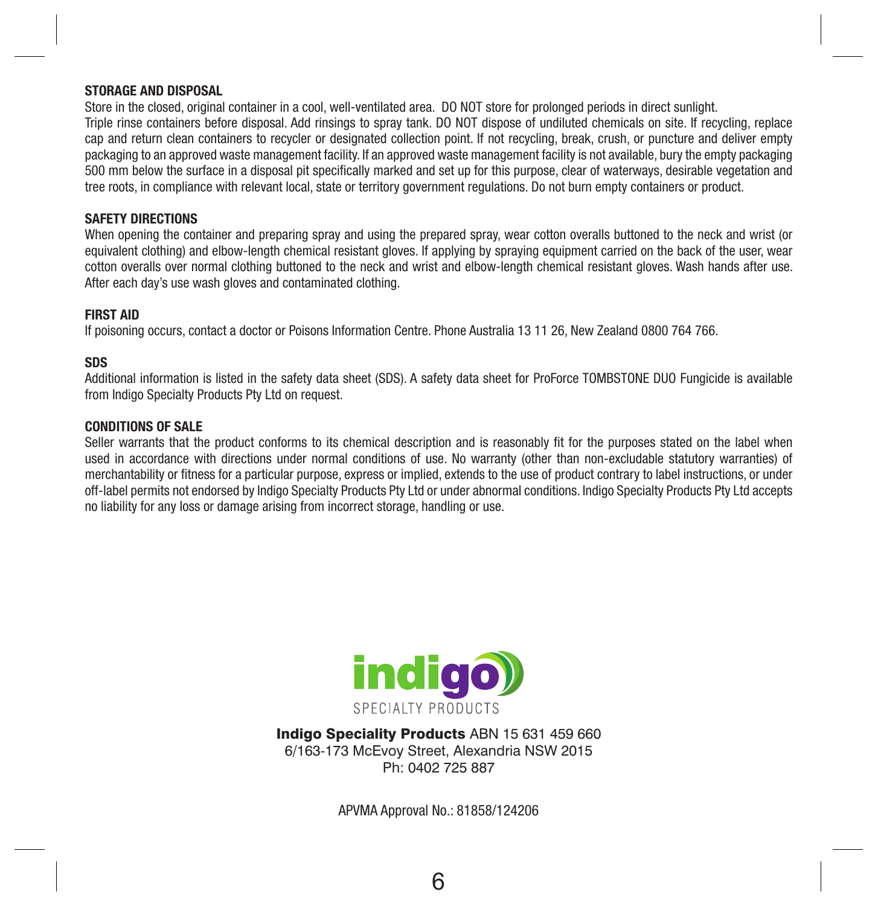## STORAGE AND DISPOSAL

Store in the closed, original container in a cool, well-ventilated area. DO NOT store for prolonged periods in direct sunlight.
Triple rinse containers before disposal. Add rinsings to spray tank. DO NOT dispose of undiluted chemicals on site. If recycling, replace cap and return clean containers to recycler or designated collection point. If not recycling, break, crush, or puncture and deliver empty packaging to an approved waste management facility. If an approved waste management facility is not available, bury the empty packaging 500 mm below the surface in a disposal pit specifically marked and set up for this purpose, clear of waterways, desirable vegetation and tree roots, in compliance with relevant local, state or territory government regulations. Do not burn empty containers or product.

## SAFETY DIRECTIONS

When opening the container and preparing spray and using the prepared spray, wear cotton overalls buttoned to the neck and wrist (or equivalent clothing) and elbow-length chemical resistant gloves. If applying by spraying equipment carried on the back of the user, wear cotton overalls over normal clothing buttoned to the neck and wrist and elbow-length chemical resistant gloves. Wash hands after use. After each day's use wash gloves and contaminated clothing.

## FIRST AID

If poisoning occurs, contact a doctor or Poisons Information Centre. Phone Australia 13 11 26, New Zealand 0800 764 766.

## SDS

Additional information is listed in the safety data sheet (SDS). A safety data sheet for ProForce TOMBSTONE DUO Fungicide is available from Indigo Specialty Products Pty Ltd on request.

## CONDITIONS OF SALE

Seller warrants that the product conforms to its chemical description and is reasonably fit for the purposes stated on the label when used in accordance with directions under normal conditions of use. No warranty (other than non-excludable statutory warranties) of merchantability or fitness for a particular purpose, express or implied, extends to the use of product contrary to label instructions, or under off-label permits not endorsed by Indigo Specialty Products Pty Ltd or under abnormal conditions. Indigo Specialty Products Pty Ltd accepts no liability for any loss or damage arising from incorrect storage, handling or use.

indigo
SPECIALTY PRODUCTS

**Indigo Speciality Products** ABN 15 631 459 660
6/163-173 McEvoy Street, Alexandria NSW 2015
Ph: 0402 725 887

APVMA Approval No.: 81858/124206